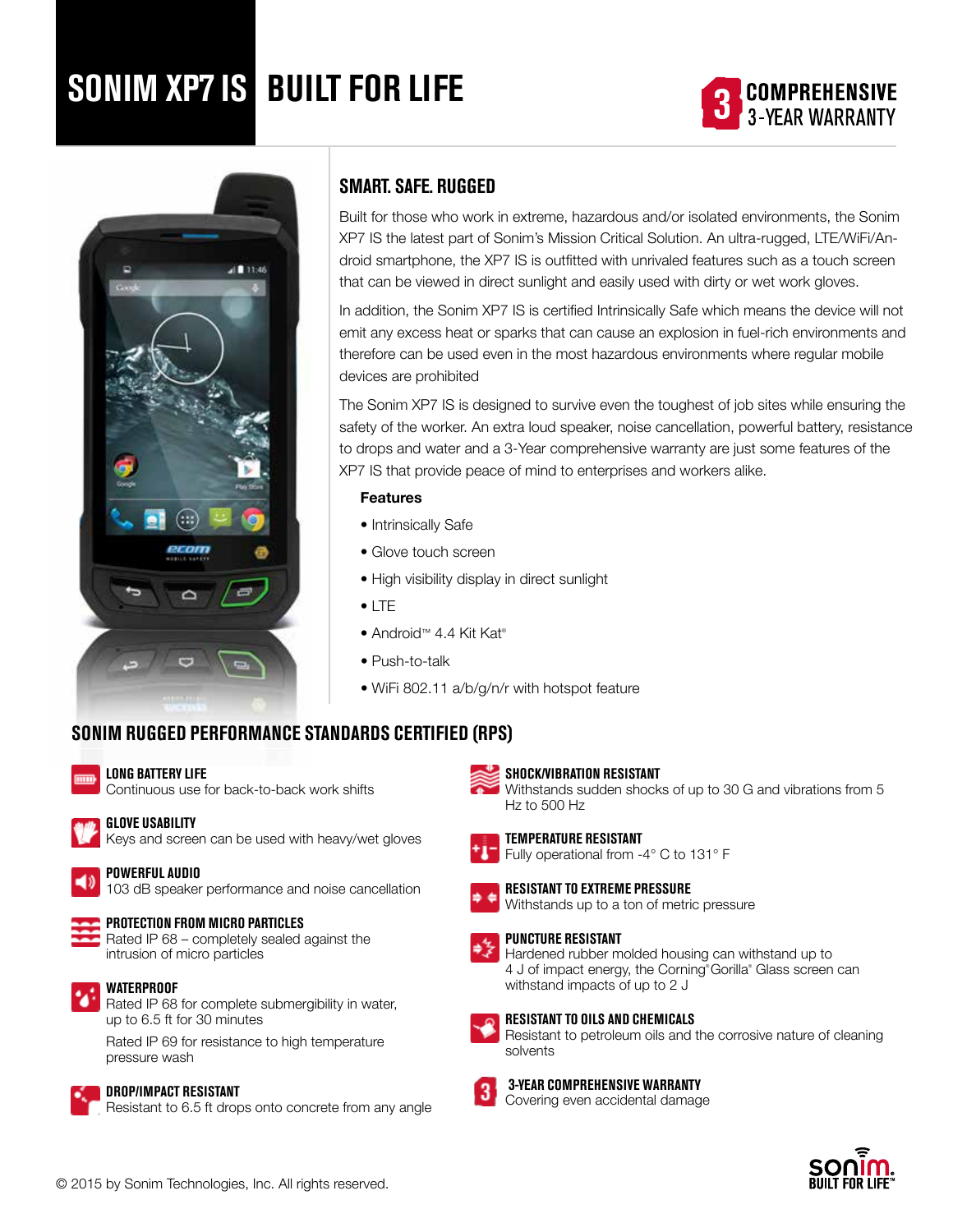# SONIM XP7 IS BUILT FOR LIFE

**3 COMPREHENSIVE 3-YEAR WARRANTY**

## SMART. SAFE. RUGGED

Built for those who work in extreme, hazardous and/or isolated environments, the Sonim XP7 IS the latest part of Sonim's Mission Critical Solution. An ultra-rugged, LTE/WiFi/Android smartphone, the XP7 IS is outfitted with unrivaled features such as a touch screen that can be viewed in direct sunlight and easily used with dirty or wet work gloves.

In addition, the Sonim XP7 IS is certified Intrinsically Safe which means the device will not emit any excess heat or sparks that can cause an explosion in fuel-rich environments and therefore can be used even in the most hazardous environments where regular mobile devices are prohibited

The Sonim XP7 IS is designed to survive even the toughest of job sites while ensuring the safety of the worker. An extra loud speaker, noise cancellation, powerful battery, resistance to drops and water and a 3-Year comprehensive warranty are just some features of the XP7 IS that provide peace of mind to enterprises and workers alike.

**Features**

- Intrinsically Safe
- Glove touch screen
- High visibility display in direct sunlight
- LTE
- Android™ 4.4 Kit Kat®
- Push-to-talk
- WiFi 802.11 a/b/g/n/r with hotspot feature

## SONIM RUGGED PERFORMANCE STANDARDS CERTIFIED (RPS)

**LONG BATTERY LIFE**
Continuous use for back-to-back work shifts

**GLOVE USABILITY**
Keys and screen can be used with heavy/wet gloves

**POWERFUL AUDIO**
103 dB speaker performance and noise cancellation

**PROTECTION FROM MICRO PARTICLES**
Rated IP 68 – completely sealed against the intrusion of micro particles

**WATERPROOF**
Rated IP 68 for complete submergibility in water, up to 6.5 ft for 30 minutes

Rated IP 69 for resistance to high temperature pressure wash

**DROP/IMPACT RESISTANT**
Resistant to 6.5 ft drops onto concrete from any angle

**SHOCK/VIBRATION RESISTANT**
Withstands sudden shocks of up to 30 G and vibrations from 5 Hz to 500 Hz

**TEMPERATURE RESISTANT**
Fully operational from -4° C to 131° F

**RESISTANT TO EXTREME PRESSURE**
Withstands up to a ton of metric pressure

**PUNCTURE RESISTANT**
Hardened rubber molded housing can withstand up to 4 J of impact energy, the Corning® Gorilla® Glass screen can withstand impacts of up to 2 J

**RESISTANT TO OILS AND CHEMICALS**
Resistant to petroleum oils and the corrosive nature of cleaning solvents

**3-YEAR COMPREHENSIVE WARRANTY**
Covering even accidental damage

© 2015 by Sonim Technologies, Inc. All rights reserved.

sonim. BUILT FOR LIFE™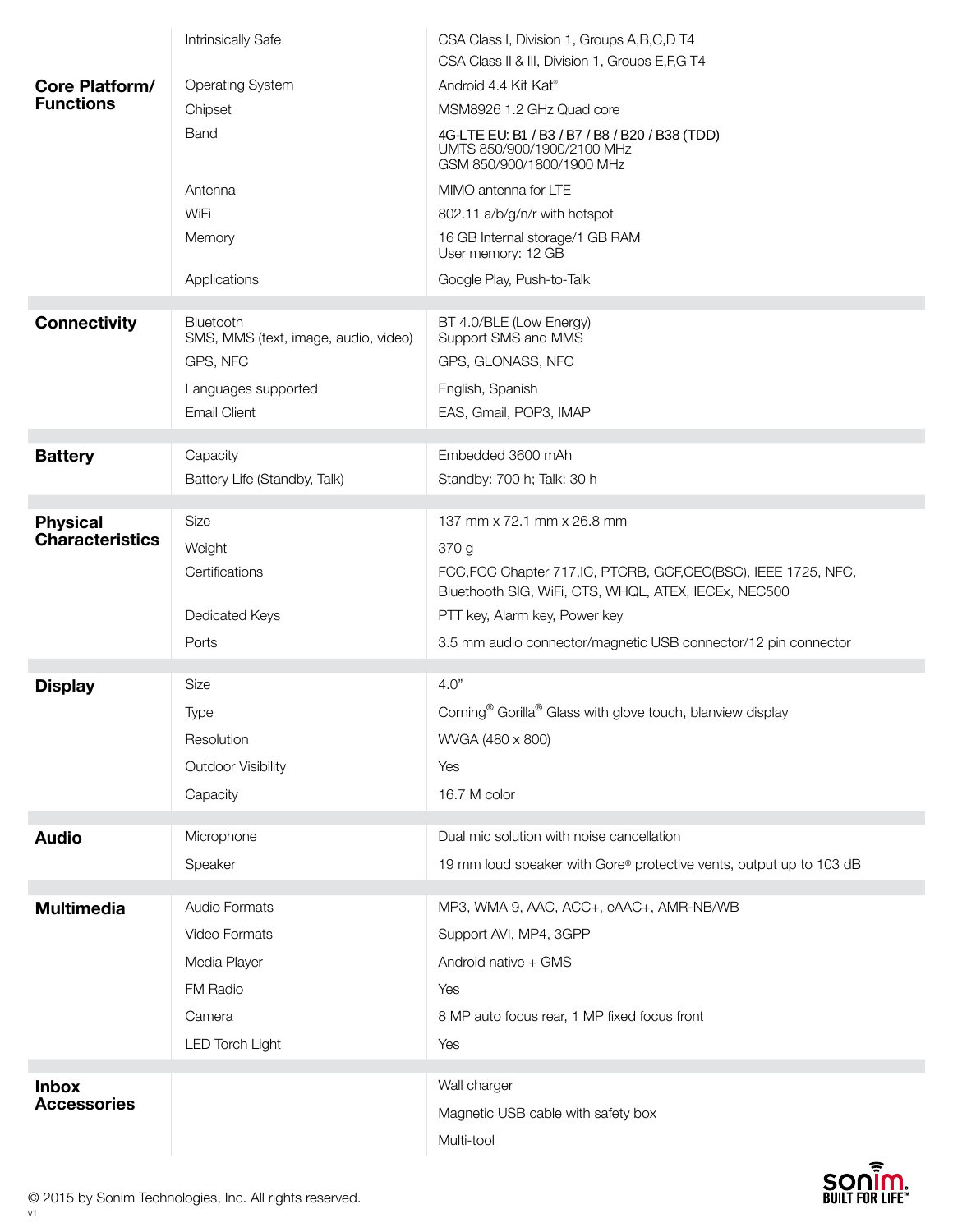| | | |
|---|---|---|
| **Core Platform/ Functions** | Intrinsically Safe | CSA Class I, Division 1, Groups A,B,C,D T4<br>CSA Class II & III, Division 1, Groups E,F,G T4 |
| | Operating System | Android 4.4 Kit Kat® |
| | Chipset | MSM8926 1.2 GHz Quad core |
| | Band | 4G-LTE EU: B1 / B3 / B7 / B8 / B20 / B38 (TDD)<br>UMTS 850/900/1900/2100 MHz<br>GSM 850/900/1800/1900 MHz |
| | Antenna | MIMO antenna for LTE |
| | WiFi | 802.11 a/b/g/n/r with hotspot |
| | Memory | 16 GB Internal storage/1 GB RAM<br>User memory: 12 GB |
| | Applications | Google Play, Push-to-Talk |
| **Connectivity** | Bluetooth<br>SMS, MMS (text, image, audio, video) | BT 4.0/BLE (Low Energy)<br>Support SMS and MMS |
| | GPS, NFC | GPS, GLONASS, NFC |
| | Languages supported | English, Spanish |
| | Email Client | EAS, Gmail, POP3, IMAP |
| **Battery** | Capacity | Embedded 3600 mAh |
| | Battery Life (Standby, Talk) | Standby: 700 h; Talk: 30 h |
| **Physical Characteristics** | Size | 137 mm x 72.1 mm x 26.8 mm |
| | Weight | 370 g |
| | Certifications | FCC,FCC Chapter 717,IC, PTCRB, GCF,CEC(BSC), IEEE 1725, NFC, Bluethooth SIG, WiFi, CTS, WHQL, ATEX, IECEx, NEC500 |
| | Dedicated Keys | PTT key, Alarm key, Power key |
| | Ports | 3.5 mm audio connector/magnetic USB connector/12 pin connector |
| **Display** | Size | 4.0" |
| | Type | Corning® Gorilla® Glass with glove touch, blanview display |
| | Resolution | WVGA (480 x 800) |
| | Outdoor Visibility | Yes |
| | Capacity | 16.7 M color |
| **Audio** | Microphone | Dual mic solution with noise cancellation |
| | Speaker | 19 mm loud speaker with Gore® protective vents, output up to 103 dB |
| **Multimedia** | Audio Formats | MP3, WMA 9, AAC, ACC+, eAAC+, AMR-NB/WB |
| | Video Formats | Support AVI, MP4, 3GPP |
| | Media Player | Android native + GMS |
| | FM Radio | Yes |
| | Camera | 8 MP auto focus rear, 1 MP fixed focus front |
| | LED Torch Light | Yes |
| **Inbox Accessories** | | Wall charger |
| | | Magnetic USB cable with safety box |
| | | Multi-tool |

© 2015 by Sonim Technologies, Inc. All rights reserved.

v1

sonim. BUILT FOR LIFE™